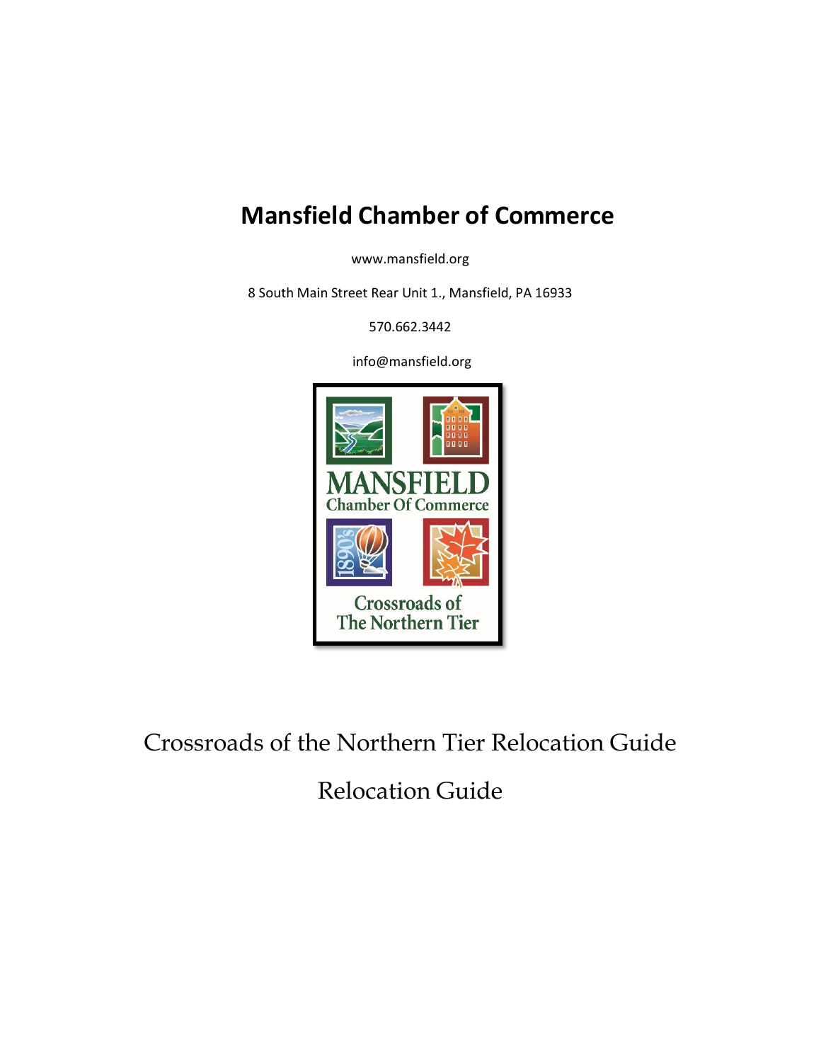# Mansfield Chamber of Commerce

www.mansfield.org

8 South Main Street Rear Unit 1., Mansfield, PA 16933

570.662.3442

info@mansfield.org

Crossroads of the Northern Tier Relocation Guide

Relocation Guide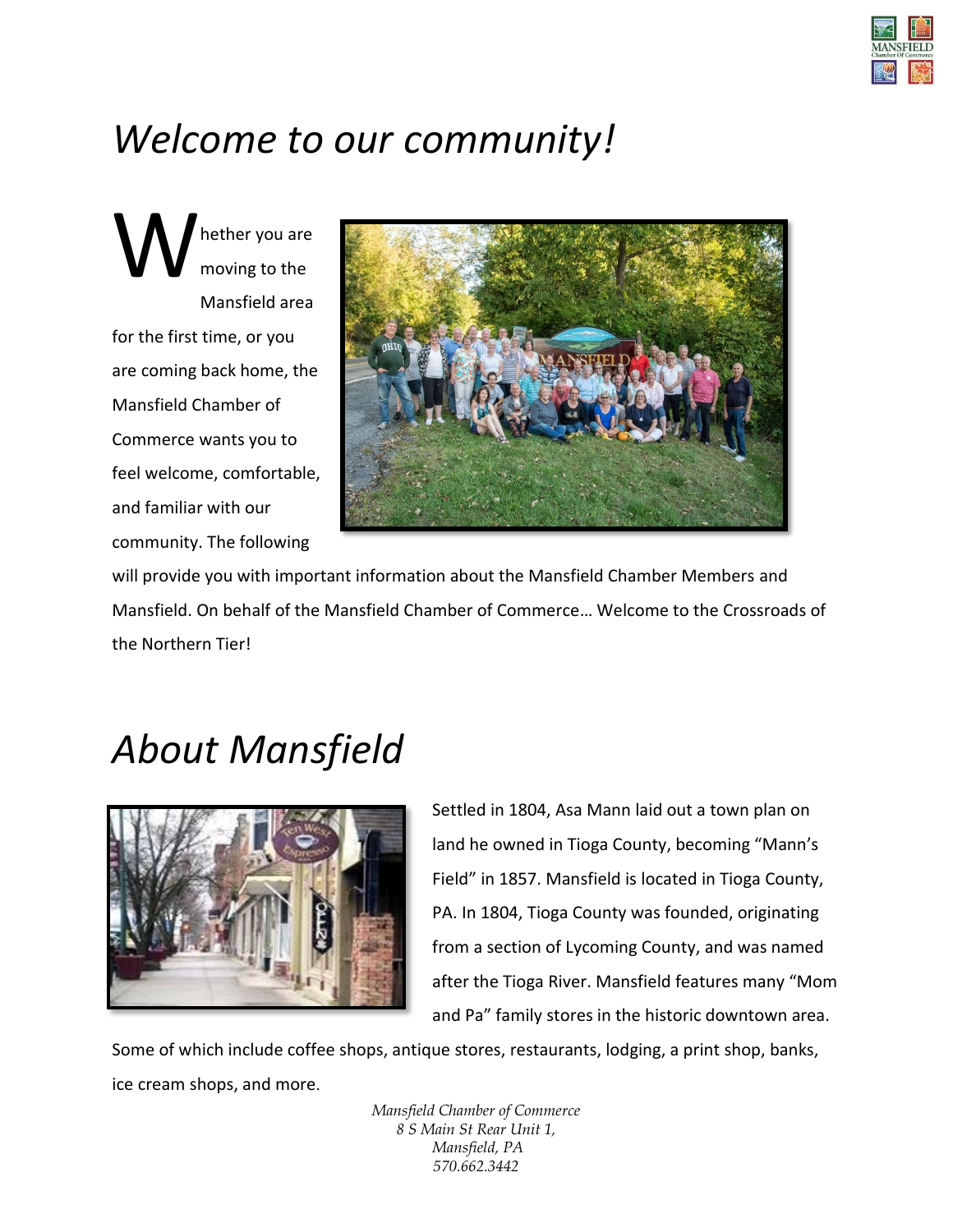# *Welcome to our community!*

Whether you are moving to the Mansfield area for the first time, or you are coming back home, the Mansfield Chamber of Commerce wants you to feel welcome, comfortable, and familiar with our community. The following will provide you with important information about the Mansfield Chamber Members and Mansfield. On behalf of the Mansfield Chamber of Commerce… Welcome to the Crossroads of the Northern Tier!

# *About Mansfield*

Settled in 1804, Asa Mann laid out a town plan on land he owned in Tioga County, becoming "Mann's Field" in 1857. Mansfield is located in Tioga County, PA. In 1804, Tioga County was founded, originating from a section of Lycoming County, and was named after the Tioga River. Mansfield features many "Mom and Pa" family stores in the historic downtown area. Some of which include coffee shops, antique stores, restaurants, lodging, a print shop, banks, ice cream shops, and more.

*Mansfield Chamber of Commerce*
*8 S Main St Rear Unit 1,*
*Mansfield, PA*
*570.662.3442*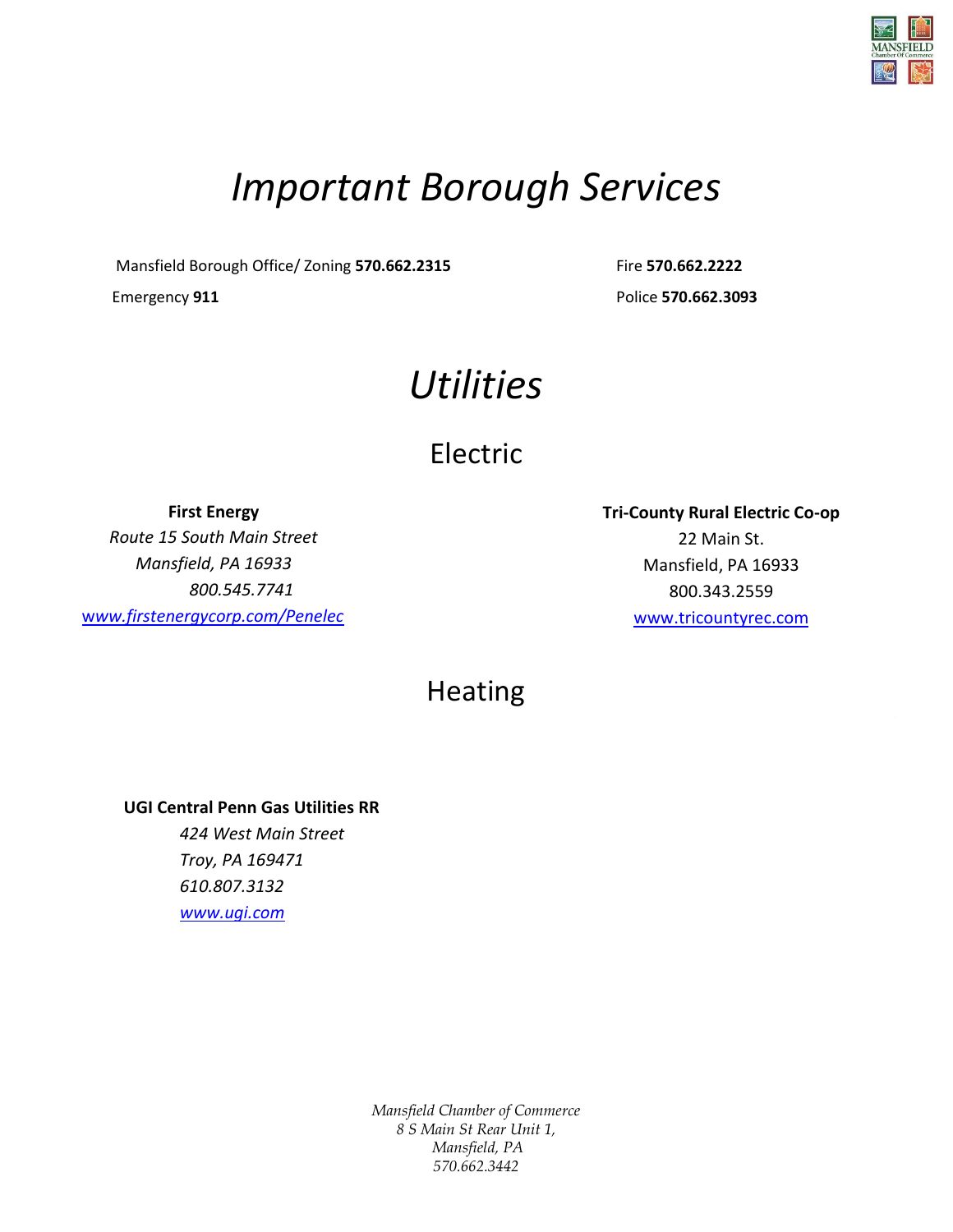# *Important Borough Services*

Mansfield Borough Office/ Zoning **570.662.2315**

Fire **570.662.2222**

Emergency **911**

Police **570.662.3093**

# *Utilities*

## Electric

**First Energy**
*Route 15 South Main Street*
*Mansfield, PA 16933*
*800.545.7741*
*www.firstenergycorp.com/Penelec*

**Tri-County Rural Electric Co-op**
22 Main St.
Mansfield, PA 16933
800.343.2559
www.tricountyrec.com

## Heating

**UGI Central Penn Gas Utilities RR**
*424 West Main Street*
*Troy, PA 169471*
*610.807.3132*
*www.ugi.com*

*Mansfield Chamber of Commerce*
*8 S Main St Rear Unit 1,*
*Mansfield, PA*
*570.662.3442*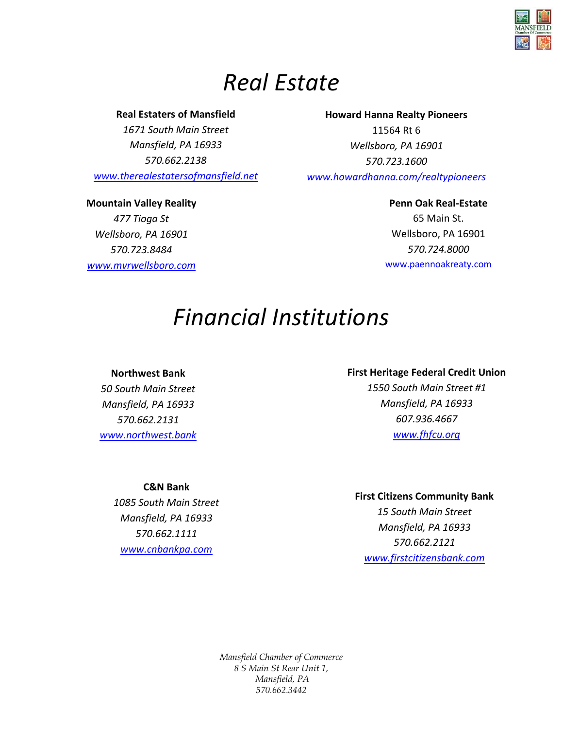# *Real Estate*

**Real Estaters of Mansfield**
*1671 South Main Street*
*Mansfield, PA 16933*
*570.662.2138*
*www.therealestatersofmansfield.net*

**Howard Hanna Realty Pioneers**
11564 Rt 6
*Wellsboro, PA 16901*
*570.723.1600*
*www.howardhanna.com/realtypioneers*

**Mountain Valley Reality**
*477 Tioga St*
*Wellsboro, PA 16901*
*570.723.8484*
*www.mvrwellsboro.com*

**Penn Oak Real-Estate**
65 Main St.
Wellsboro, PA 16901
*570.724.8000*
www.paennoakreaty.com

# *Financial Institutions*

**Northwest Bank**
*50 South Main Street*
*Mansfield, PA 16933*
*570.662.2131*
*www.northwest.bank*

**First Heritage Federal Credit Union**
*1550 South Main Street #1*
*Mansfield, PA 16933*
*607.936.4667*
*www.fhfcu.org*

**C&N Bank**
*1085 South Main Street*
*Mansfield, PA 16933*
*570.662.1111*
*www.cnbankpa.com*

**First Citizens Community Bank**
*15 South Main Street*
*Mansfield, PA 16933*
*570.662.2121*
*www.firstcitizensbank.com*

*Mansfield Chamber of Commerce*
*8 S Main St Rear Unit 1,*
*Mansfield, PA*
*570.662.3442*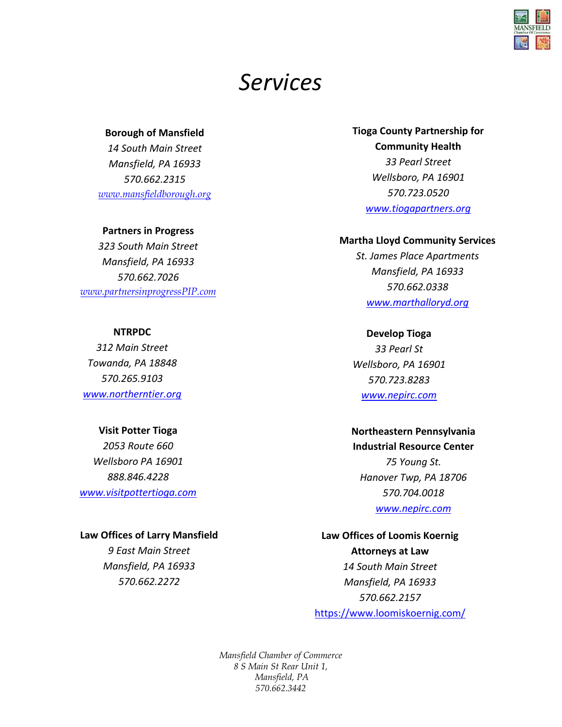# *Services*

**Borough of Mansfield**
*14 South Main Street*
*Mansfield, PA 16933*
*570.662.2315*
[www.mansfieldborough.org](http://www.mansfieldborough.org)

**Partners in Progress**
*323 South Main Street*
*Mansfield, PA 16933*
*570.662.7026*
[www.partnersinprogressPIP.com](http://www.partnersinprogressPIP.com)

**NTRPDC**
*312 Main Street*
*Towanda, PA 18848*
*570.265.9103*
[www.northerntier.org](http://www.northerntier.org)

**Visit Potter Tioga**
*2053 Route 660*
*Wellsboro PA 16901*
*888.846.4228*
[www.visitpottertioga.com](http://www.visitpottertioga.com)

**Law Offices of Larry Mansfield**
*9 East Main Street*
*Mansfield, PA 16933*
*570.662.2272*

**Tioga County Partnership for Community Health**
*33 Pearl Street*
*Wellsboro, PA 16901*
*570.723.0520*
[www.tiogapartners.org](http://www.tiogapartners.org)

**Martha Lloyd Community Services**
*St. James Place Apartments*
*Mansfield, PA 16933*
*570.662.0338*
[www.marthalloryd.org](http://www.marthalloryd.org)

**Develop Tioga**
*33 Pearl St*
*Wellsboro, PA 16901*
*570.723.8283*
[www.nepirc.com](http://www.nepirc.com)

**Northeastern Pennsylvania Industrial Resource Center**
*75 Young St.*
*Hanover Twp, PA 18706*
*570.704.0018*
[www.nepirc.com](http://www.nepirc.com)

**Law Offices of Loomis Koernig Attorneys at Law**
*14 South Main Street*
*Mansfield, PA 16933*
*570.662.2157*
[https://www.loomiskoernig.com/](https://www.loomiskoernig.com/)

*Mansfield Chamber of Commerce*
*8 S Main St Rear Unit 1,*
*Mansfield, PA*
*570.662.3442*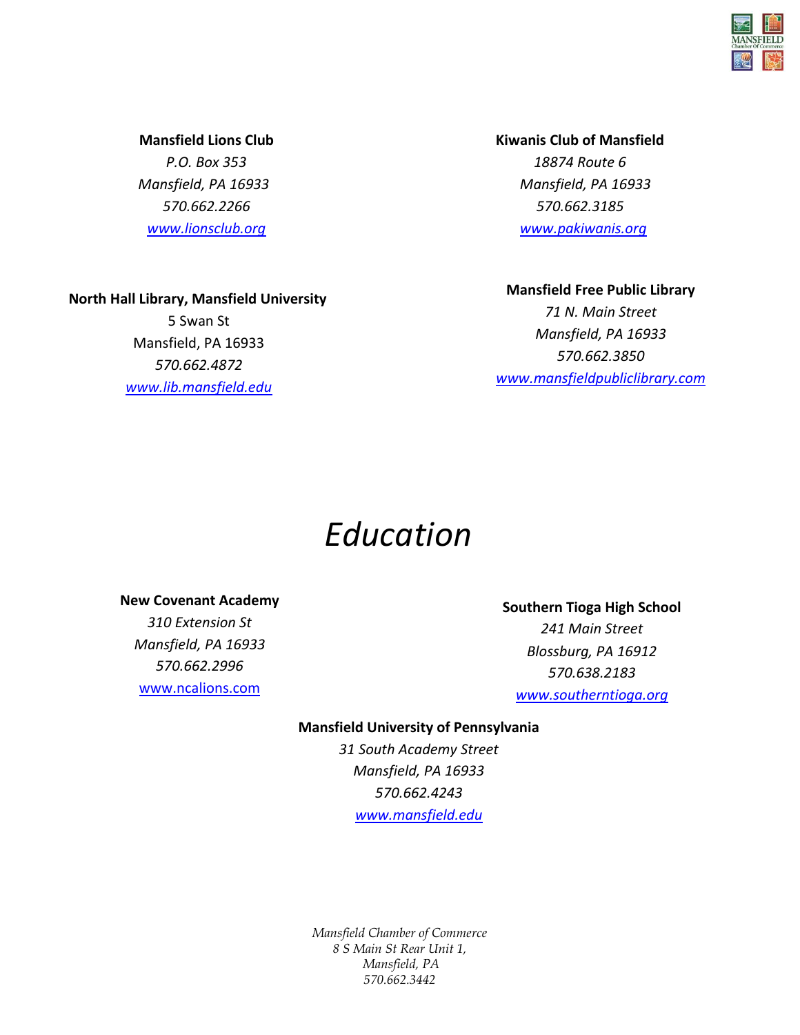**Mansfield Lions Club**
*P.O. Box 353*
*Mansfield, PA 16933*
*570.662.2266*
*www.lionsclub.org*

**Kiwanis Club of Mansfield**
*18874 Route 6*
*Mansfield, PA 16933*
*570.662.3185*
*www.pakiwanis.org*

**North Hall Library, Mansfield University**
5 Swan St
Mansfield, PA 16933
*570.662.4872*
*www.lib.mansfield.edu*

**Mansfield Free Public Library**
*71 N. Main Street*
*Mansfield, PA 16933*
*570.662.3850*
*www.mansfieldpubliclibrary.com*

# *Education*

**New Covenant Academy**
*310 Extension St*
*Mansfield, PA 16933*
*570.662.2996*
www.ncalions.com

**Southern Tioga High School**
*241 Main Street*
*Blossburg, PA 16912*
*570.638.2183*
*www.southerntioga.org*

**Mansfield University of Pennsylvania**
*31 South Academy Street*
*Mansfield, PA 16933*
*570.662.4243*
*www.mansfield.edu*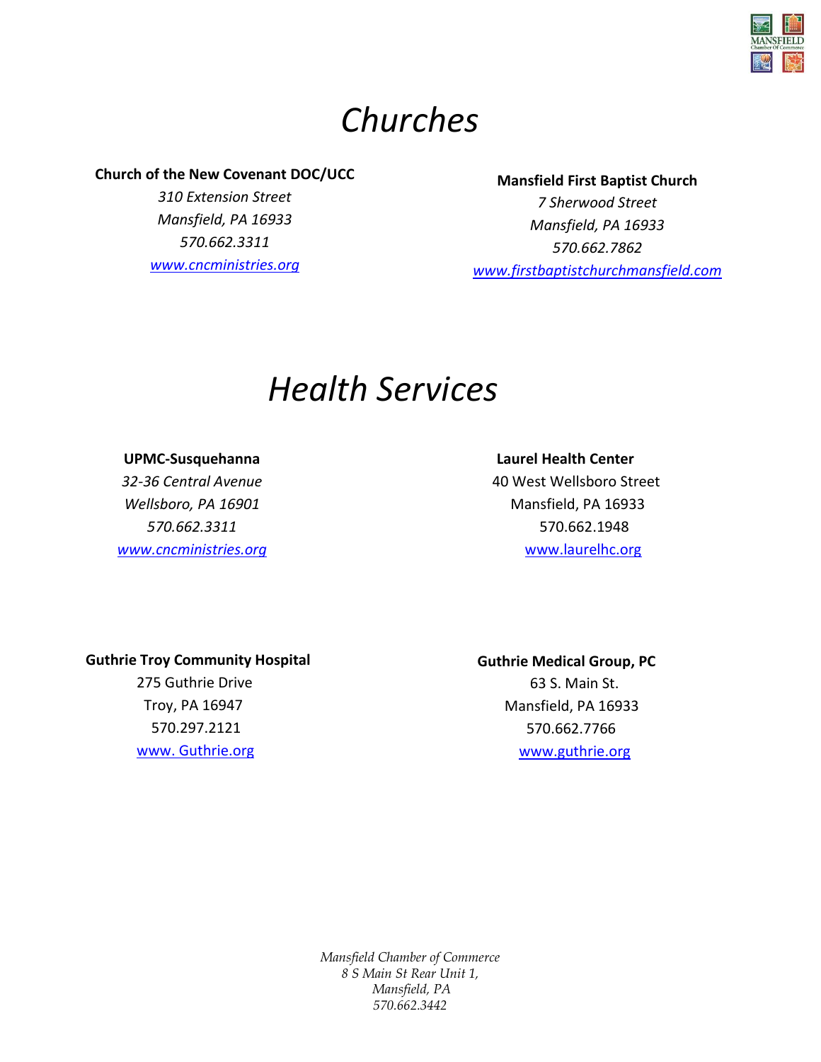# *Churches*

**Church of the New Covenant DOC/UCC**
*310 Extension Street*
*Mansfield, PA 16933*
*570.662.3311*
*www.cncministries.org*

**Mansfield First Baptist Church**
*7 Sherwood Street*
*Mansfield, PA 16933*
*570.662.7862*
*www.firstbaptistchurchmansfield.com*

# *Health Services*

**UPMC-Susquehanna**
*32-36 Central Avenue*
*Wellsboro, PA 16901*
*570.662.3311*
*www.cncministries.org*

**Laurel Health Center**
40 West Wellsboro Street
Mansfield, PA 16933
570.662.1948
www.laurelhc.org

**Guthrie Troy Community Hospital**
275 Guthrie Drive
Troy, PA 16947
570.297.2121
www. Guthrie.org

**Guthrie Medical Group, PC**
63 S. Main St.
Mansfield, PA 16933
570.662.7766
www.guthrie.org

*Mansfield Chamber of Commerce*
*8 S Main St Rear Unit 1,*
*Mansfield, PA*
*570.662.3442*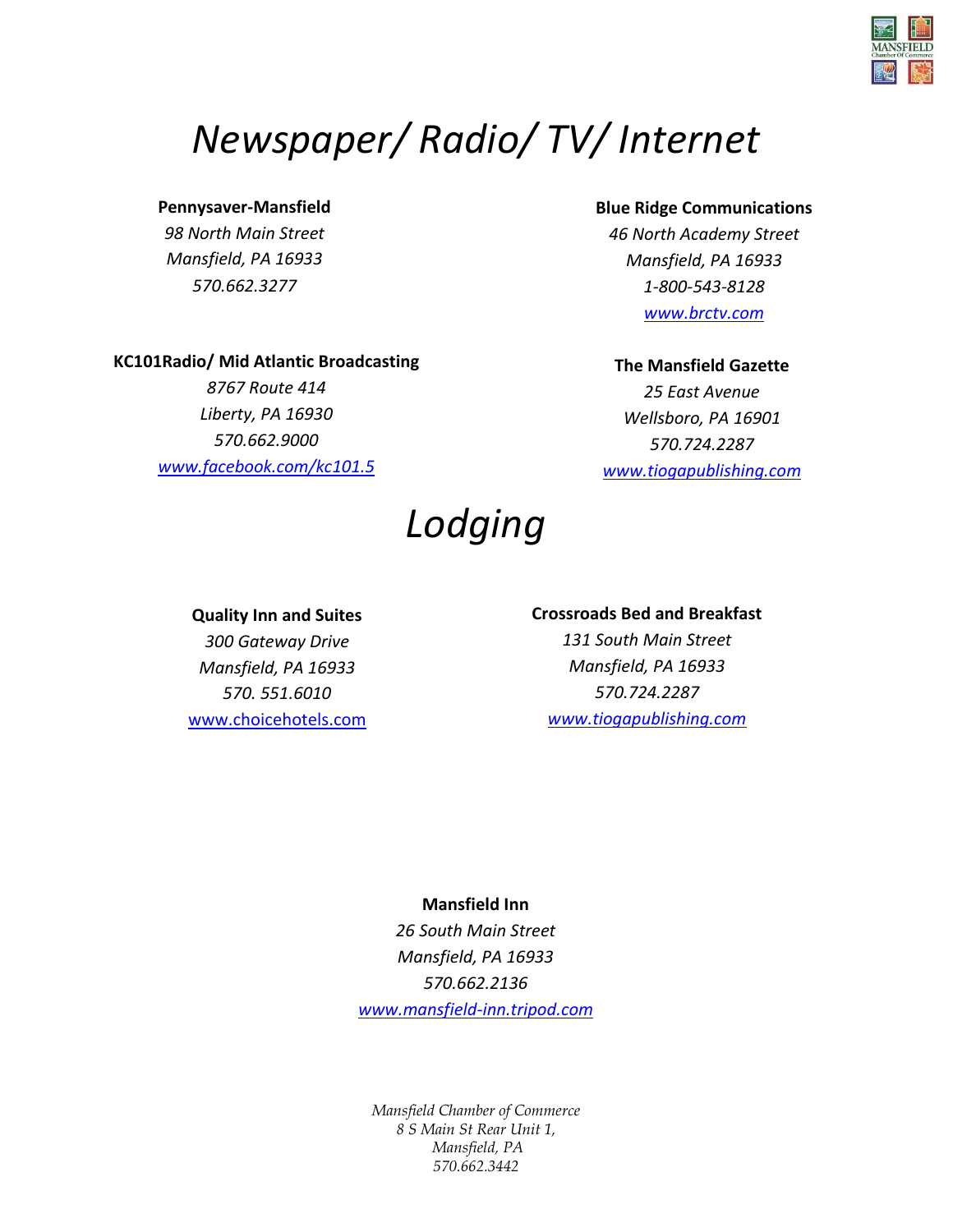# *Newspaper/ Radio/ TV/ Internet*

**Pennysaver-Mansfield**
*98 North Main Street*
*Mansfield, PA 16933*
*570.662.3277*

**KC101Radio/ Mid Atlantic Broadcasting**
*8767 Route 414*
*Liberty, PA 16930*
*570.662.9000*
*www.facebook.com/kc101.5*

**Blue Ridge Communications**
*46 North Academy Street*
*Mansfield, PA 16933*
*1-800-543-8128*
*www.brctv.com*

**The Mansfield Gazette**
*25 East Avenue*
*Wellsboro, PA 16901*
*570.724.2287*
*www.tiogapublishing.com*

# *Lodging*

**Quality Inn and Suites**
*300 Gateway Drive*
*Mansfield, PA 16933*
*570. 551.6010*
www.choicehotels.com

**Crossroads Bed and Breakfast**
*131 South Main Street*
*Mansfield, PA 16933*
*570.724.2287*
*www.tiogapublishing.com*

**Mansfield Inn**
*26 South Main Street*
*Mansfield, PA 16933*
*570.662.2136*
*www.mansfield-inn.tripod.com*

*Mansfield Chamber of Commerce*
*8 S Main St Rear Unit 1,*
*Mansfield, PA*
*570.662.3442*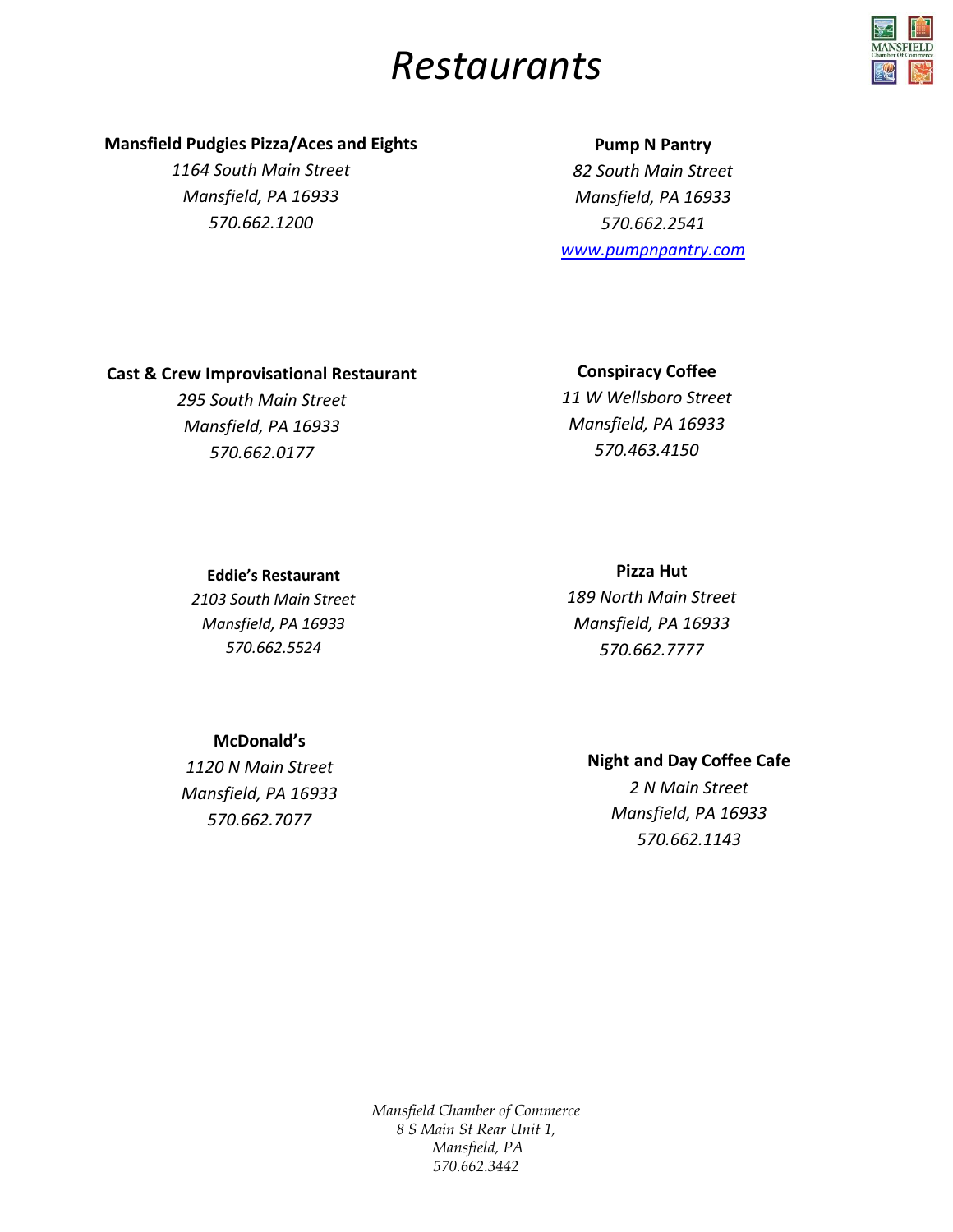# Restaurants

**Mansfield Pudgies Pizza/Aces and Eights**
*1164 South Main Street*
*Mansfield, PA 16933*
*570.662.1200*

**Pump N Pantry**
*82 South Main Street*
*Mansfield, PA 16933*
*570.662.2541*
[www.pumpnpantry.com](http://www.pumpnpantry.com)

**Cast & Crew Improvisational Restaurant**
*295 South Main Street*
*Mansfield, PA 16933*
*570.662.0177*

**Conspiracy Coffee**
*11 W Wellsboro Street*
*Mansfield, PA 16933*
*570.463.4150*

**Eddie's Restaurant**
*2103 South Main Street*
*Mansfield, PA 16933*
*570.662.5524*

**Pizza Hut**
*189 North Main Street*
*Mansfield, PA 16933*
*570.662.7777*

**McDonald's**
*1120 N Main Street*
*Mansfield, PA 16933*
*570.662.7077*

**Night and Day Coffee Cafe**
*2 N Main Street*
*Mansfield, PA 16933*
*570.662.1143*

*Mansfield Chamber of Commerce*
*8 S Main St Rear Unit 1,*
*Mansfield, PA*
*570.662.3442*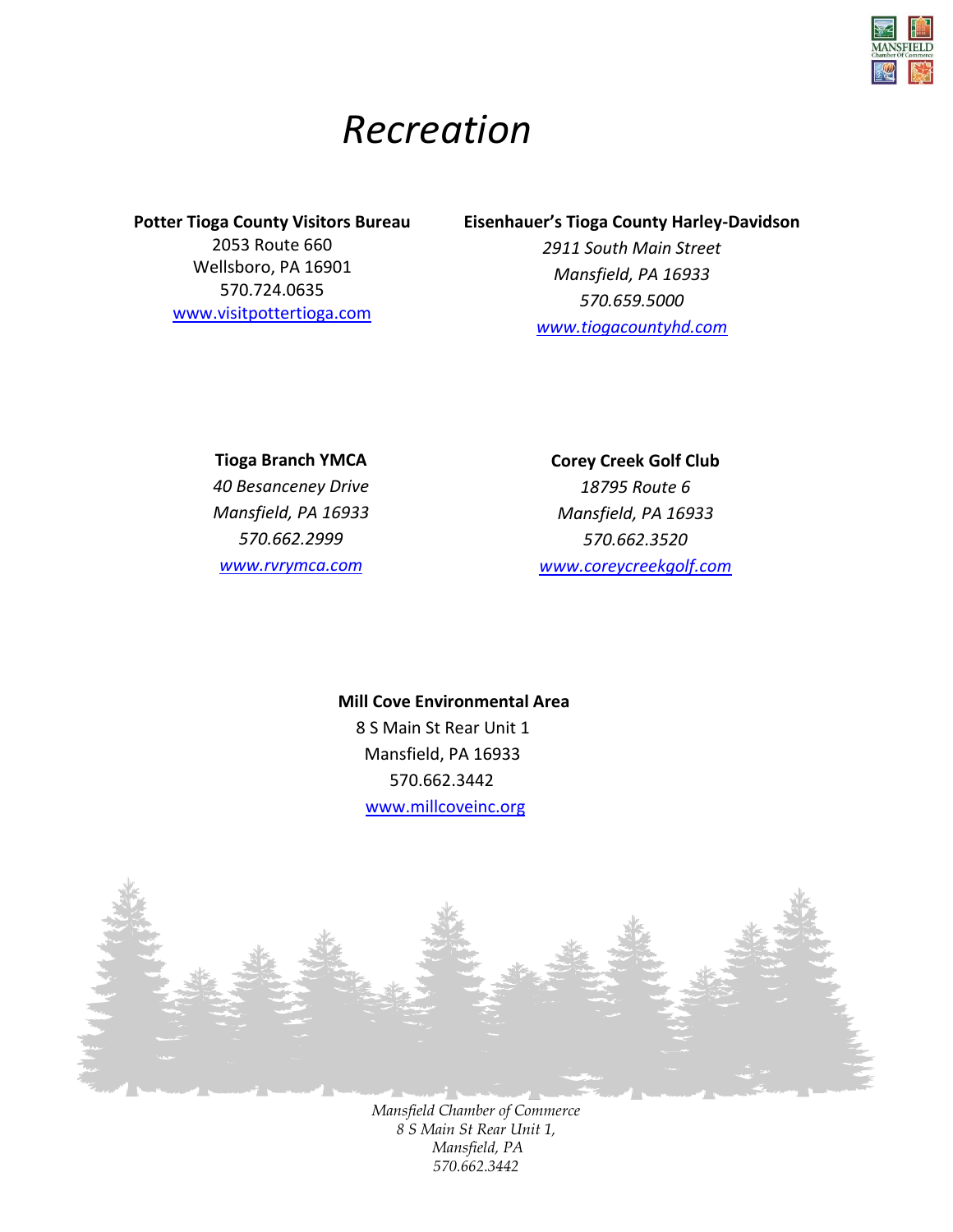# *Recreation*

**Potter Tioga County Visitors Bureau**
2053 Route 660
Wellsboro, PA 16901
570.724.0635
www.visitpottertioga.com

**Eisenhauer's Tioga County Harley-Davidson**
*2911 South Main Street*
*Mansfield, PA 16933*
*570.659.5000*
*www.tiogacountyhd.com*

**Tioga Branch YMCA**
*40 Besanceney Drive*
*Mansfield, PA 16933*
*570.662.2999*
*www.rvrymca.com*

**Corey Creek Golf Club**
*18795 Route 6*
*Mansfield, PA 16933*
*570.662.3520*
*www.coreycreekgolf.com*

**Mill Cove Environmental Area**
8 S Main St Rear Unit 1
Mansfield, PA 16933
570.662.3442
www.millcoveinc.org

*Mansfield Chamber of Commerce*
*8 S Main St Rear Unit 1,*
*Mansfield, PA*
*570.662.3442*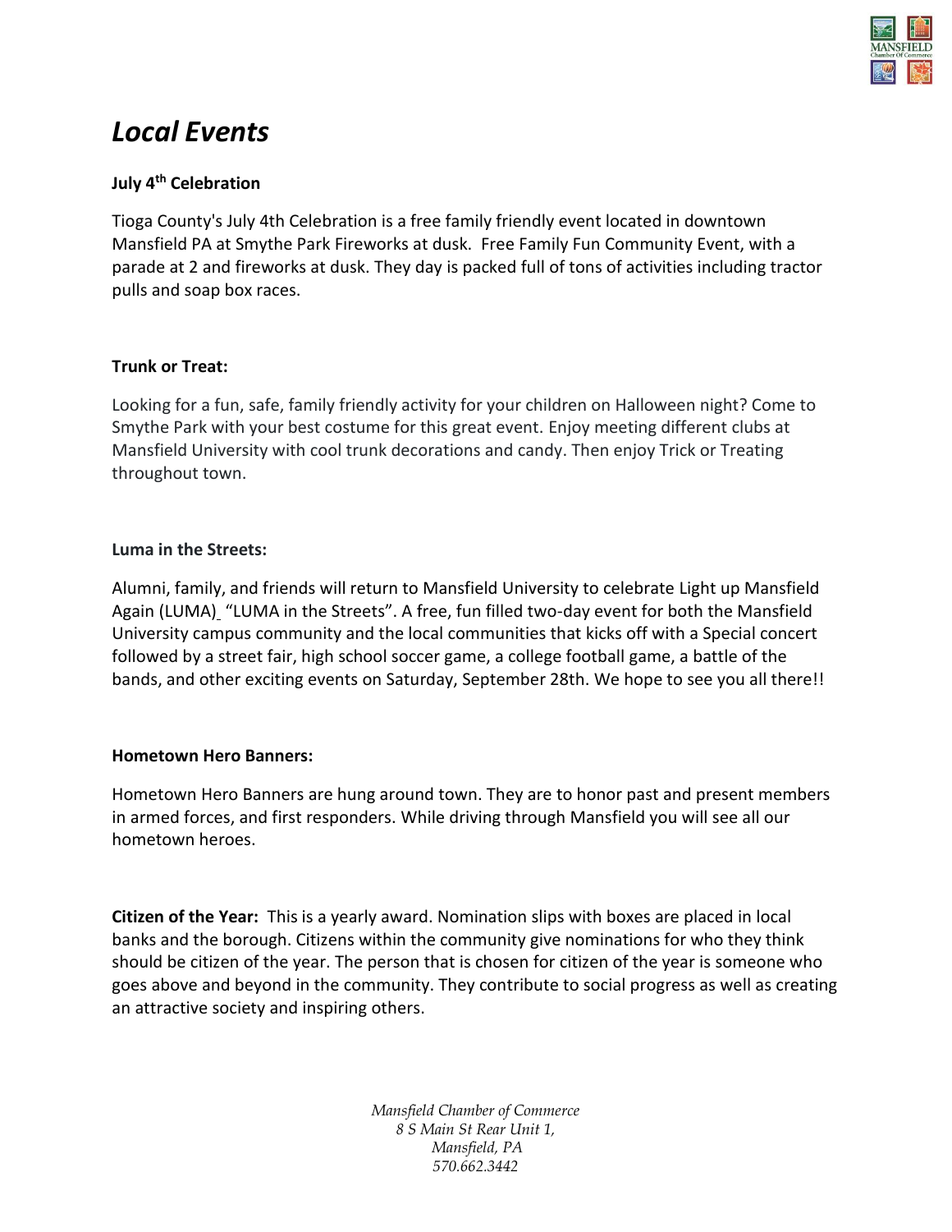# *Local Events*

**July 4th Celebration**

Tioga County's July 4th Celebration is a free family friendly event located in downtown Mansfield PA at Smythe Park Fireworks at dusk. Free Family Fun Community Event, with a parade at 2 and fireworks at dusk. They day is packed full of tons of activities including tractor pulls and soap box races.

**Trunk or Treat:**

Looking for a fun, safe, family friendly activity for your children on Halloween night? Come to Smythe Park with your best costume for this great event. Enjoy meeting different clubs at Mansfield University with cool trunk decorations and candy. Then enjoy Trick or Treating throughout town.

**Luma in the Streets:**

Alumni, family, and friends will return to Mansfield University to celebrate Light up Mansfield Again (LUMA)_ "LUMA in the Streets". A free, fun filled two-day event for both the Mansfield University campus community and the local communities that kicks off with a Special concert followed by a street fair, high school soccer game, a college football game, a battle of the bands, and other exciting events on Saturday, September 28th. We hope to see you all there!!

**Hometown Hero Banners:**

Hometown Hero Banners are hung around town. They are to honor past and present members in armed forces, and first responders. While driving through Mansfield you will see all our hometown heroes.

**Citizen of the Year:** This is a yearly award. Nomination slips with boxes are placed in local banks and the borough. Citizens within the community give nominations for who they think should be citizen of the year. The person that is chosen for citizen of the year is someone who goes above and beyond in the community. They contribute to social progress as well as creating an attractive society and inspiring others.

*Mansfield Chamber of Commerce*
*8 S Main St Rear Unit 1,*
*Mansfield, PA*
*570.662.3442*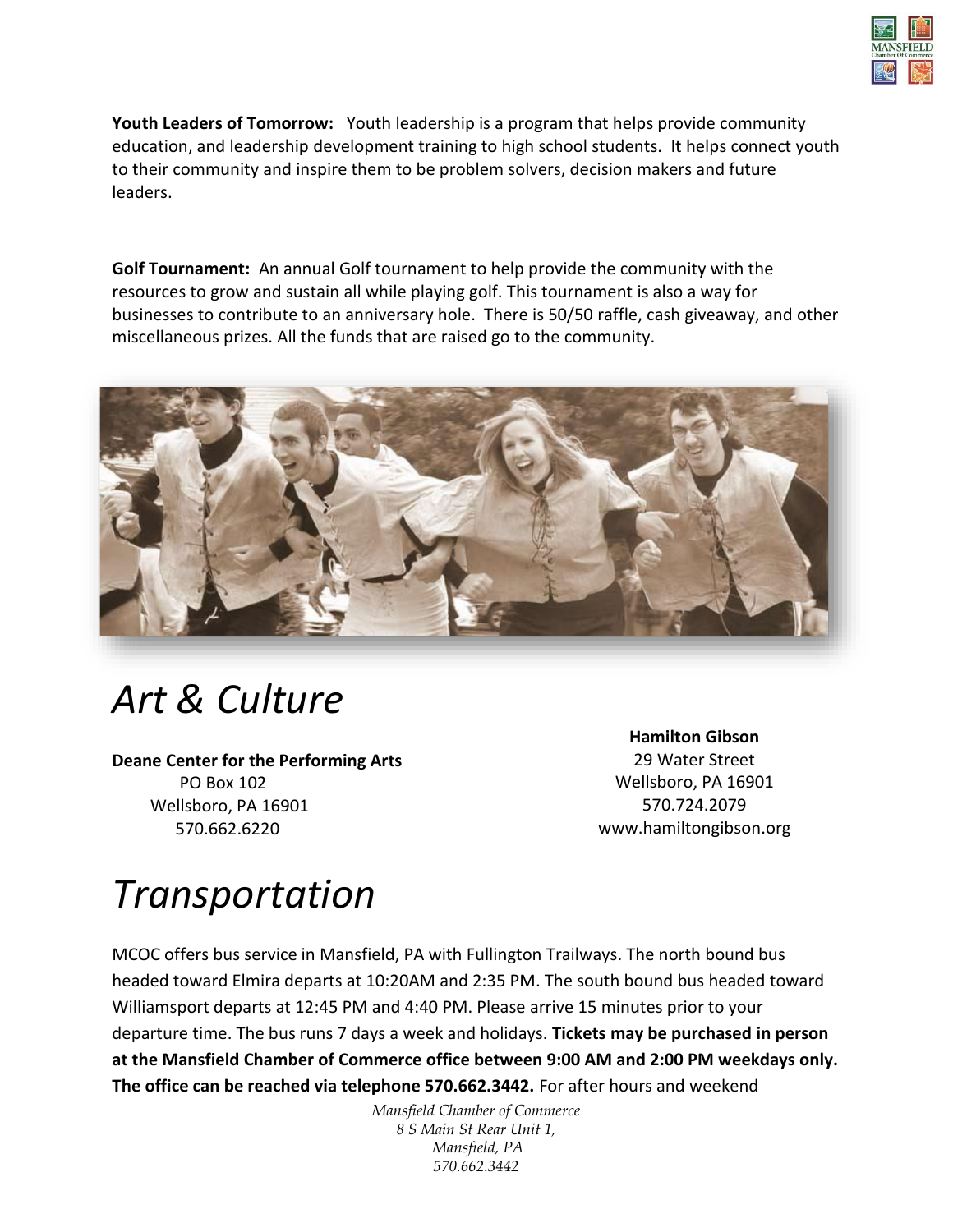**Youth Leaders of Tomorrow:** Youth leadership is a program that helps provide community education, and leadership development training to high school students. It helps connect youth to their community and inspire them to be problem solvers, decision makers and future leaders.

**Golf Tournament:** An annual Golf tournament to help provide the community with the resources to grow and sustain all while playing golf. This tournament is also a way for businesses to contribute to an anniversary hole. There is 50/50 raffle, cash giveaway, and other miscellaneous prizes. All the funds that are raised go to the community.

# *Art & Culture*

**Deane Center for the Performing Arts**
PO Box 102
Wellsboro, PA 16901
570.662.6220

**Hamilton Gibson**
29 Water Street
Wellsboro, PA 16901
570.724.2079
www.hamiltongibson.org

# *Transportation*

MCOC offers bus service in Mansfield, PA with Fullington Trailways. The north bound bus headed toward Elmira departs at 10:20AM and 2:35 PM. The south bound bus headed toward Williamsport departs at 12:45 PM and 4:40 PM. Please arrive 15 minutes prior to your departure time. The bus runs 7 days a week and holidays. **Tickets may be purchased in person at the Mansfield Chamber of Commerce office between 9:00 AM and 2:00 PM weekdays only. The office can be reached via telephone 570.662.3442.** For after hours and weekend

*Mansfield Chamber of Commerce*
*8 S Main St Rear Unit 1,*
*Mansfield, PA*
*570.662.3442*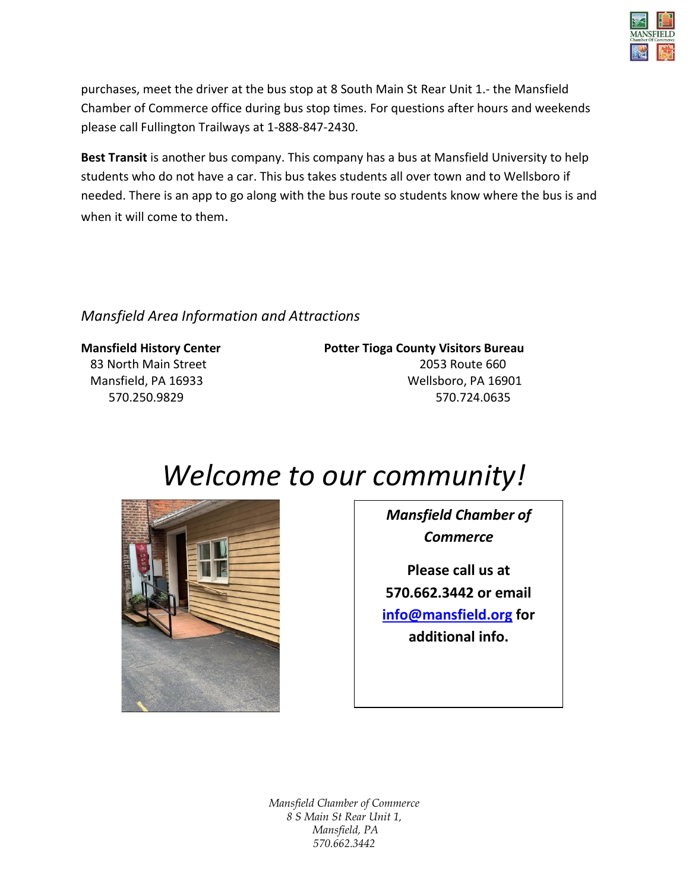purchases, meet the driver at the bus stop at 8 South Main St Rear Unit 1.- the Mansfield Chamber of Commerce office during bus stop times. For questions after hours and weekends please call Fullington Trailways at 1-888-847-2430.

**Best Transit** is another bus company. This company has a bus at Mansfield University to help students who do not have a car. This bus takes students all over town and to Wellsboro if needed. There is an app to go along with the bus route so students know where the bus is and when it will come to them.

## *Mansfield Area Information and Attractions*

**Mansfield History Center**
83 North Main Street
Mansfield, PA 16933
570.250.9829

**Potter Tioga County Visitors Bureau**
2053 Route 660
Wellsboro, PA 16901
570.724.0635

# *Welcome to our community!*

***Mansfield Chamber of Commerce***

**Please call us at 570.662.3442 or email [info@mansfield.org](mailto:info@mansfield.org) for additional info.**

*Mansfield Chamber of Commerce*
*8 S Main St Rear Unit 1,*
*Mansfield, PA*
*570.662.3442*